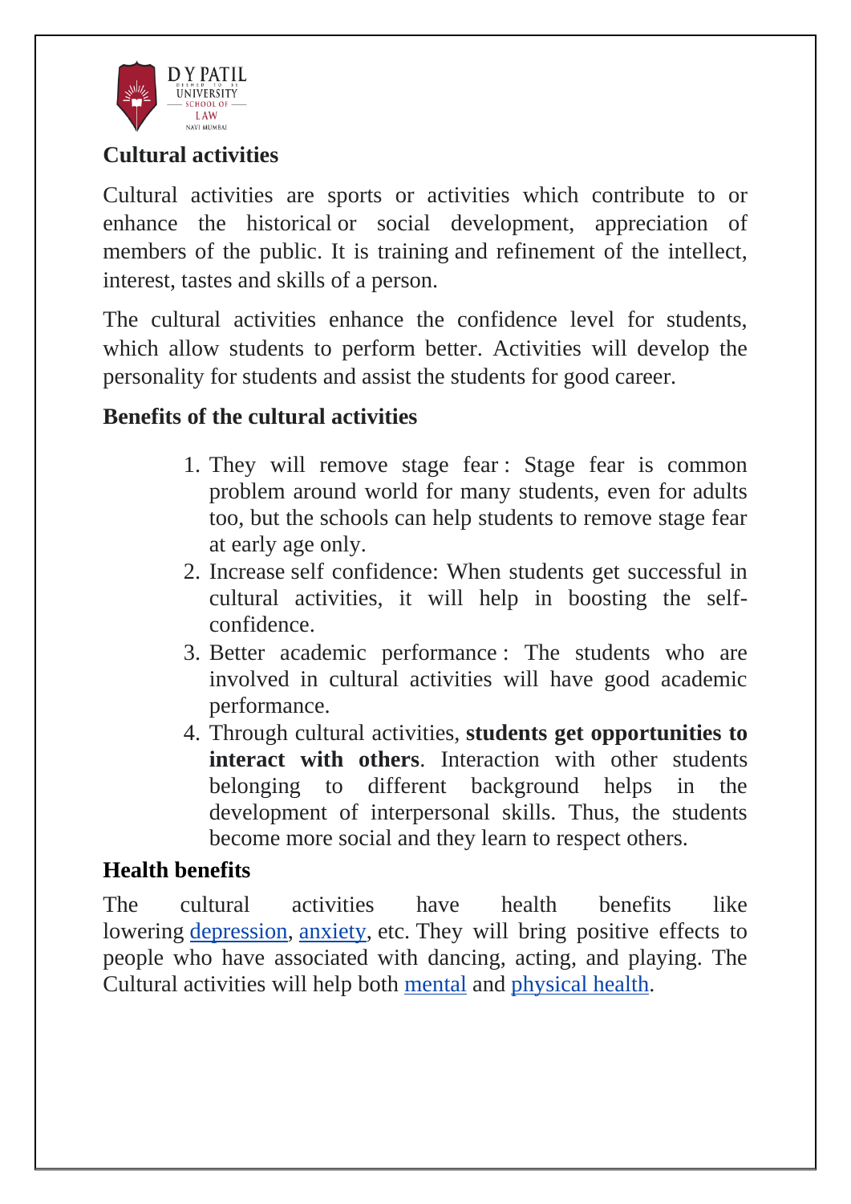## Cultural activities

Cultural activities are sports or activities which contribute to or enhance the historical or social development, appreciation of members of the public. It is training and refinement of the intellect, interest, tastes and skills of a person.

The cultural activities enhance the confidence level for students, which allow students to perform better. Activities will develop the personality for students and assist the students for good career.

## Benefits of the cultural activities

1. They will remove stage fear : Stage fear is common problem around world for many students, even for adults too, but the schools can help students to remove stage fear at early age only.
2. Increase self confidence: When students get successful in cultural activities, it will help in boosting the self-confidence.
3. Better academic performance : The students who are involved in cultural activities will have good academic performance.
4. Through cultural activities, **students get opportunities to interact with others**. Interaction with other students belonging to different background helps in the development of interpersonal skills. Thus, the students become more social and they learn to respect others.

## Health benefits

The cultural activities have health benefits like lowering depression, anxiety, etc. They will bring positive effects to people who have associated with dancing, acting, and playing. The Cultural activities will help both mental and physical health.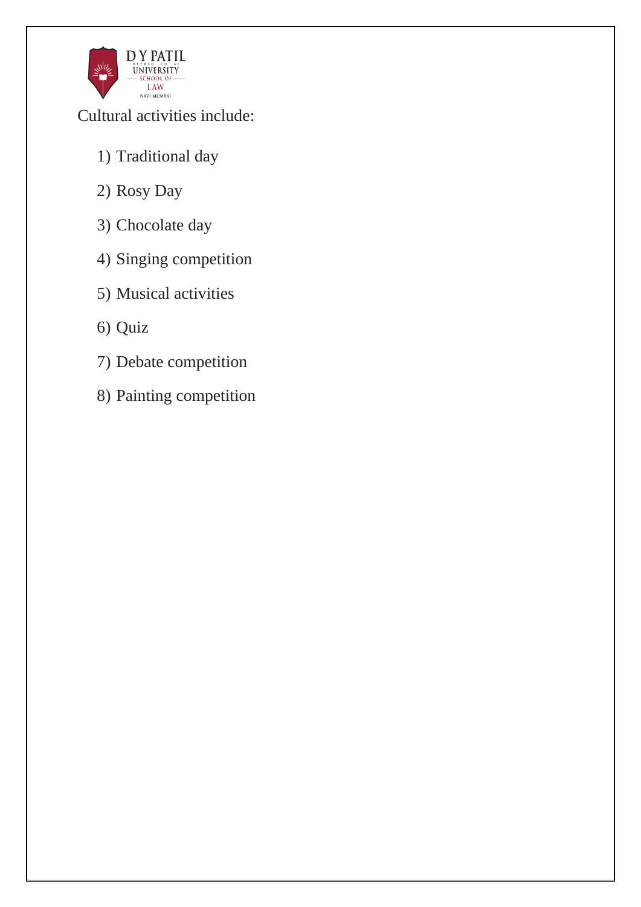Cultural activities include:

1) Traditional day
2) Rosy Day
3) Chocolate day
4) Singing competition
5) Musical activities
6) Quiz
7) Debate competition
8) Painting competition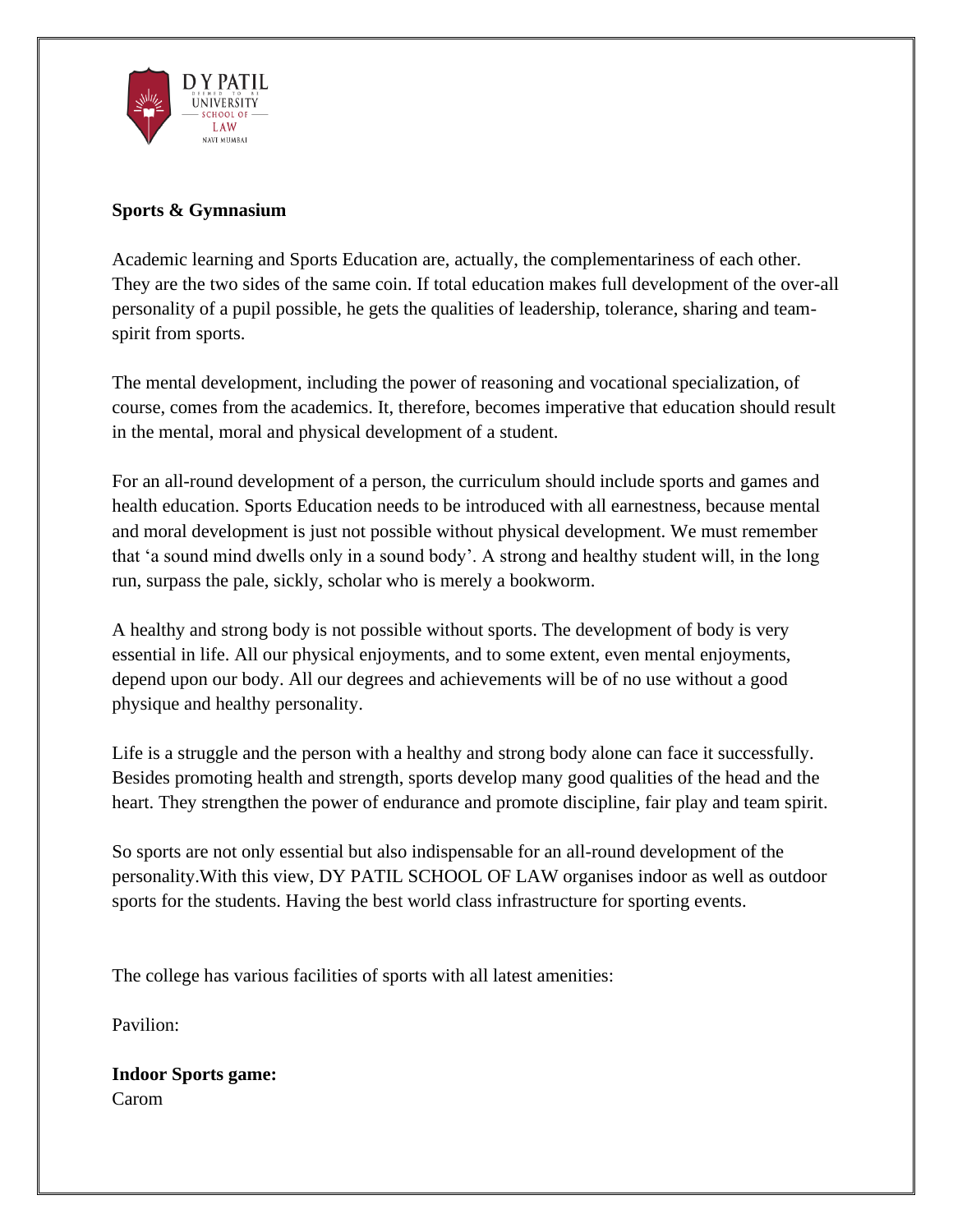**Sports & Gymnasium**

Academic learning and Sports Education are, actually, the complementariness of each other. They are the two sides of the same coin. If total education makes full development of the over-all personality of a pupil possible, he gets the qualities of leadership, tolerance, sharing and team-spirit from sports.

The mental development, including the power of reasoning and vocational specialization, of course, comes from the academics. It, therefore, becomes imperative that education should result in the mental, moral and physical development of a student.

For an all-round development of a person, the curriculum should include sports and games and health education. Sports Education needs to be introduced with all earnestness, because mental and moral development is just not possible without physical development. We must remember that 'a sound mind dwells only in a sound body'. A strong and healthy student will, in the long run, surpass the pale, sickly, scholar who is merely a bookworm.

A healthy and strong body is not possible without sports. The development of body is very essential in life. All our physical enjoyments, and to some extent, even mental enjoyments, depend upon our body. All our degrees and achievements will be of no use without a good physique and healthy personality.

Life is a struggle and the person with a healthy and strong body alone can face it successfully. Besides promoting health and strength, sports develop many good qualities of the head and the heart. They strengthen the power of endurance and promote discipline, fair play and team spirit.

So sports are not only essential but also indispensable for an all-round development of the personality.With this view, DY PATIL SCHOOL OF LAW organises indoor as well as outdoor sports for the students. Having the best world class infrastructure for sporting events.

The college has various facilities of sports with all latest amenities:

Pavilion:

**Indoor Sports game:**
Carom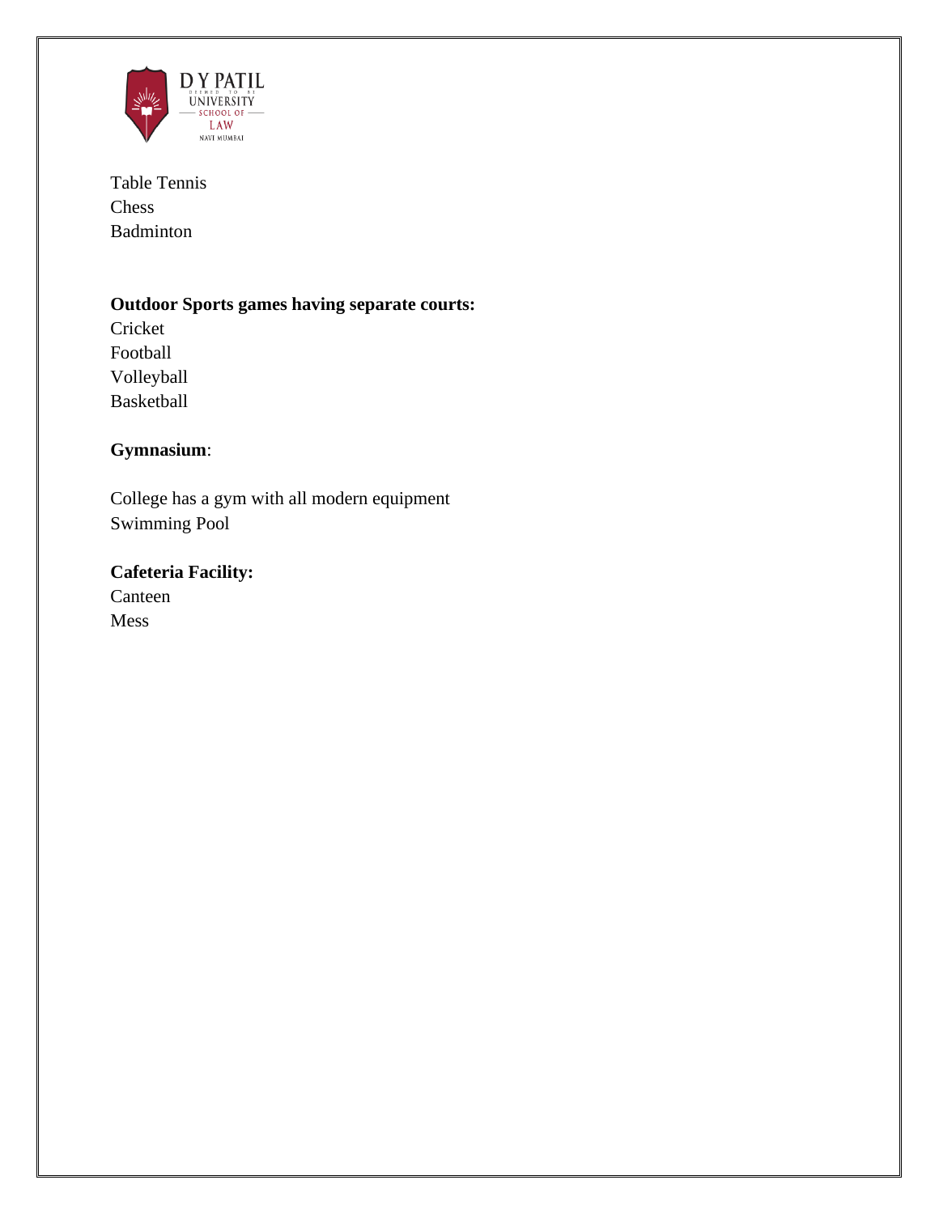Table Tennis
Chess
Badminton

**Outdoor Sports games having separate courts:**
Cricket
Football
Volleyball
Basketball

**Gymnasium**:

College has a gym with all modern equipment
Swimming Pool

**Cafeteria Facility:**
Canteen
Mess